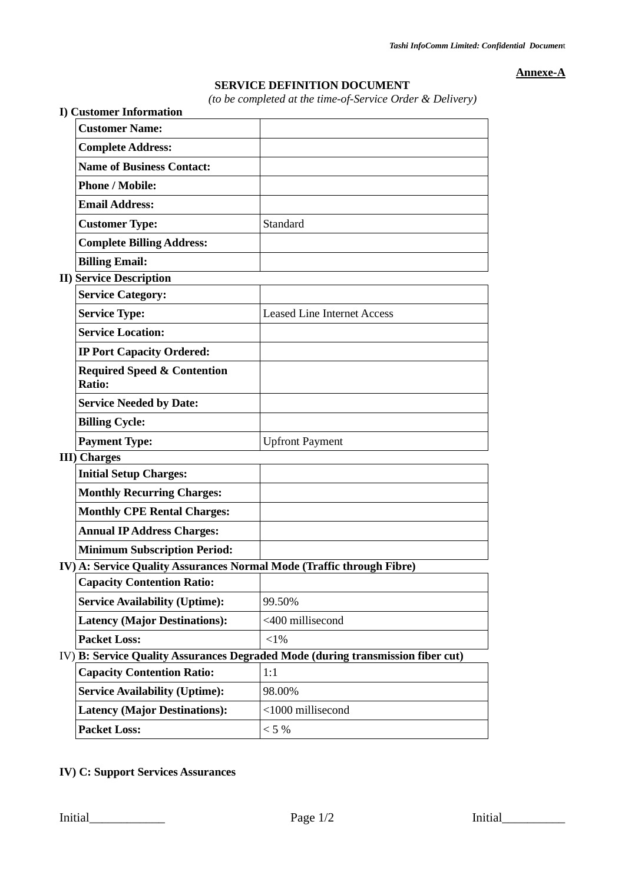**Annexe-A**

## SERVICE DEFINITION DOCUMENT

*(to be completed at the time-of-Service Order & Delivery)*

### I) Customer Information

| | |
|---|---|
| **Customer Name:** | |
| **Complete Address:** | |
| **Name of Business Contact:** | |
| **Phone / Mobile:** | |
| **Email Address:** | |
| **Customer Type:** | Standard |
| **Complete Billing Address:** | |
| **Billing Email:** | |

### II) Service Description

| | |
|---|---|
| **Service Category:** | |
| **Service Type:** | Leased Line Internet Access |
| **Service Location:** | |
| **IP Port Capacity Ordered:** | |
| **Required Speed & Contention Ratio:** | |
| **Service Needed by Date:** | |
| **Billing Cycle:** | |
| **Payment Type:** | Upfront Payment |

### III) Charges

| | |
|---|---|
| **Initial Setup Charges:** | |
| **Monthly Recurring Charges:** | |
| **Monthly CPE Rental Charges:** | |
| **Annual IP Address Charges:** | |
| **Minimum Subscription Period:** | |

### IV) A: Service Quality Assurances Normal Mode (Traffic through Fibre)

| | |
|---|---|
| **Capacity Contention Ratio:** | |
| **Service Availability (Uptime):** | 99.50% |
| **Latency (Major Destinations):** | <400 millisecond |
| **Packet Loss:** | <1% |

### IV) B: Service Quality Assurances Degraded Mode (during transmission fiber cut)

| | |
|---|---|
| **Capacity Contention Ratio:** | 1:1 |
| **Service Availability (Uptime):** | 98.00% |
| **Latency (Major Destinations):** | <1000 millisecond |
| **Packet Loss:** | < 5 % |

### IV) C: Support Services Assurances

Initial\_\_\_\_\_\_\_\_\_\_\_\_ Initial\_\_\_\_\_\_\_\_\_\_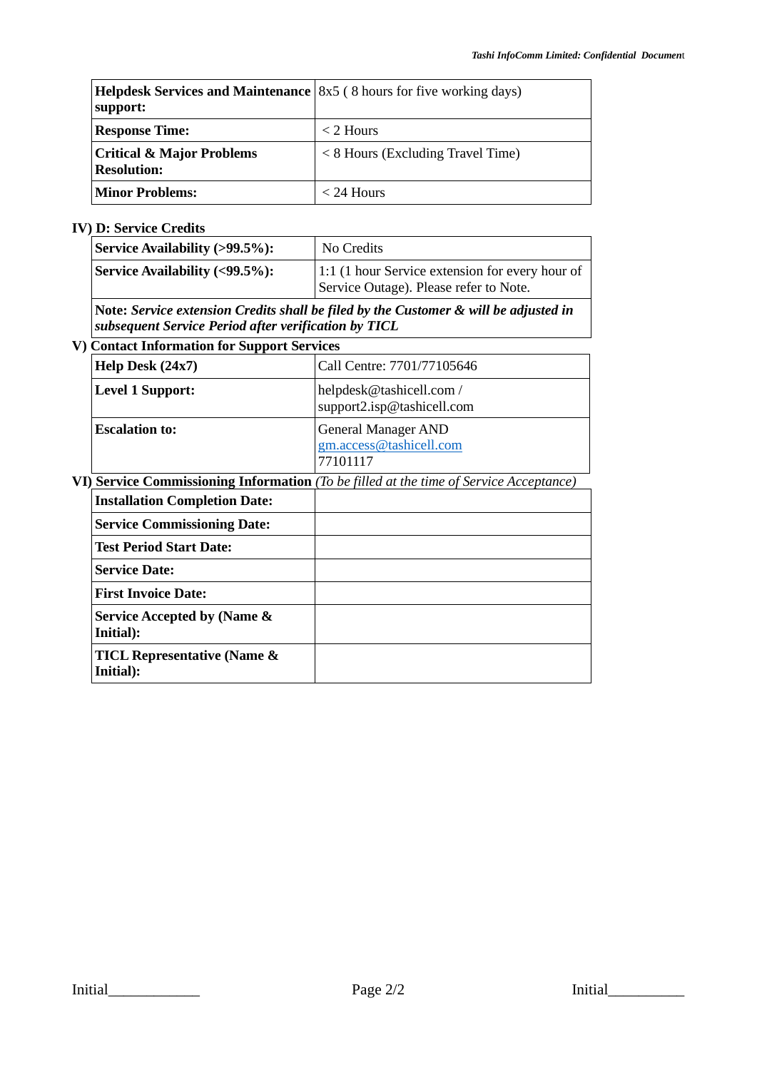| | |
|---|---|
| **Helpdesk Services and Maintenance support:** | 8x5 ( 8 hours for five working days) |
| **Response Time:** | < 2 Hours |
| **Critical & Major Problems Resolution:** | < 8 Hours (Excluding Travel Time) |
| **Minor Problems:** | < 24 Hours |

**IV) D: Service Credits**

| | |
|---|---|
| **Service Availability (>99.5%):** | No Credits |
| **Service Availability (<99.5%):** | 1:1 (1 hour Service extension for every hour of Service Outage). Please refer to Note. |
| **Note:** ***Service extension Credits shall be filed by the Customer & will be adjusted in subsequent Service Period after verification by TICL*** | |

**V) Contact Information for Support Services**

| | |
|---|---|
| **Help Desk (24x7)** | Call Centre: 7701/77105646 |
| **Level 1 Support:** | helpdesk@tashicell.com / support2.isp@tashicell.com |
| **Escalation to:** | General Manager AND gm.access@tashicell.com 77101117 |

**VI) Service Commissioning Information** *(To be filled at the time of Service Acceptance)*

| | |
|---|---|
| **Installation Completion Date:** | |
| **Service Commissioning Date:** | |
| **Test Period Start Date:** | |
| **Service Date:** | |
| **First Invoice Date:** | |
| **Service Accepted by (Name & Initial):** | |
| **TICL Representative (Name & Initial):** | |

Initial____________ Initial__________